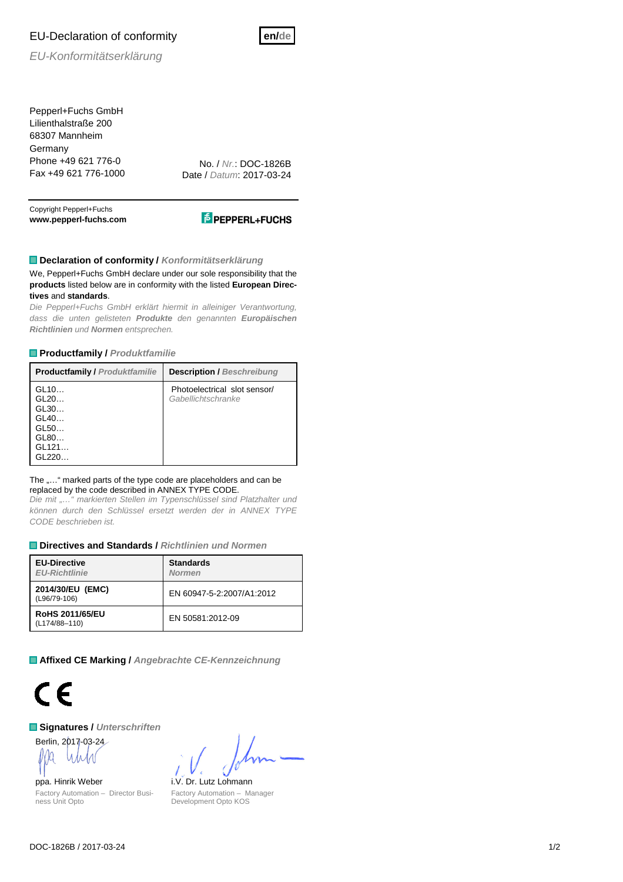# EU-Declaration of conformity

**en/de**

*EU-Konformitätserklärung*

Pepperl+Fuchs GmbH
Lilienthalstraße 200
68307 Mannheim
Germany
Phone +49 621 776-0
Fax +49 621 776-1000

No. / *Nr.*: DOC-1826B
Date / *Datum*: 2017-03-24

Copyright Pepperl+Fuchs
**www.pepperl-fuchs.com**

PEPPERL+FUCHS

## Declaration of conformity / *Konformitätserklärung*

We, Pepperl+Fuchs GmbH declare under our sole responsibility that the **products** listed below are in conformity with the listed **European Directives** and **standards**.

*Die Pepperl+Fuchs GmbH erklärt hiermit in alleiniger Verantwortung, dass die unten gelisteten **Produkte** den genannten **Europäischen Richtlinien** und **Normen** entsprechen.*

## Productfamily / *Produktfamilie*

| **Productfamily /** ***Produktfamilie*** | **Description /** ***Beschreibung*** |
|---|---|
| GL10…<br>GL20…<br>GL30…<br>GL40…<br>GL50…<br>GL80…<br>GL121…<br>GL220… | Photoelectrical slot sensor/<br>*Gabellichtschranke* |

The „…" marked parts of the type code are placeholders and can be replaced by the code described in ANNEX TYPE CODE.

*Die mit „…" markierten Stellen im Typenschlüssel sind Platzhalter und können durch den Schlüssel ersetzt werden der in ANNEX TYPE CODE beschrieben ist.*

## Directives and Standards / *Richtlinien und Normen*

| **EU-Directive**<br>***EU-Richtlinie*** | **Standards**<br>***Normen*** |
|---|---|
| **2014/30/EU (EMC)**<br>(L96/79-106) | EN 60947-5-2:2007/A1:2012 |
| **RoHS 2011/65/EU**<br>(L174/88–110) | EN 50581:2012-09 |

## Affixed CE Marking / *Angebrachte CE-Kennzeichnung*

CE

## Signatures / *Unterschriften*

Berlin, 2017-03-24

ppa. Hinrik Weber
Factory Automation – Director Business Unit Opto

i.V. Dr. Lutz Lohmann
Factory Automation – Manager Development Opto KOS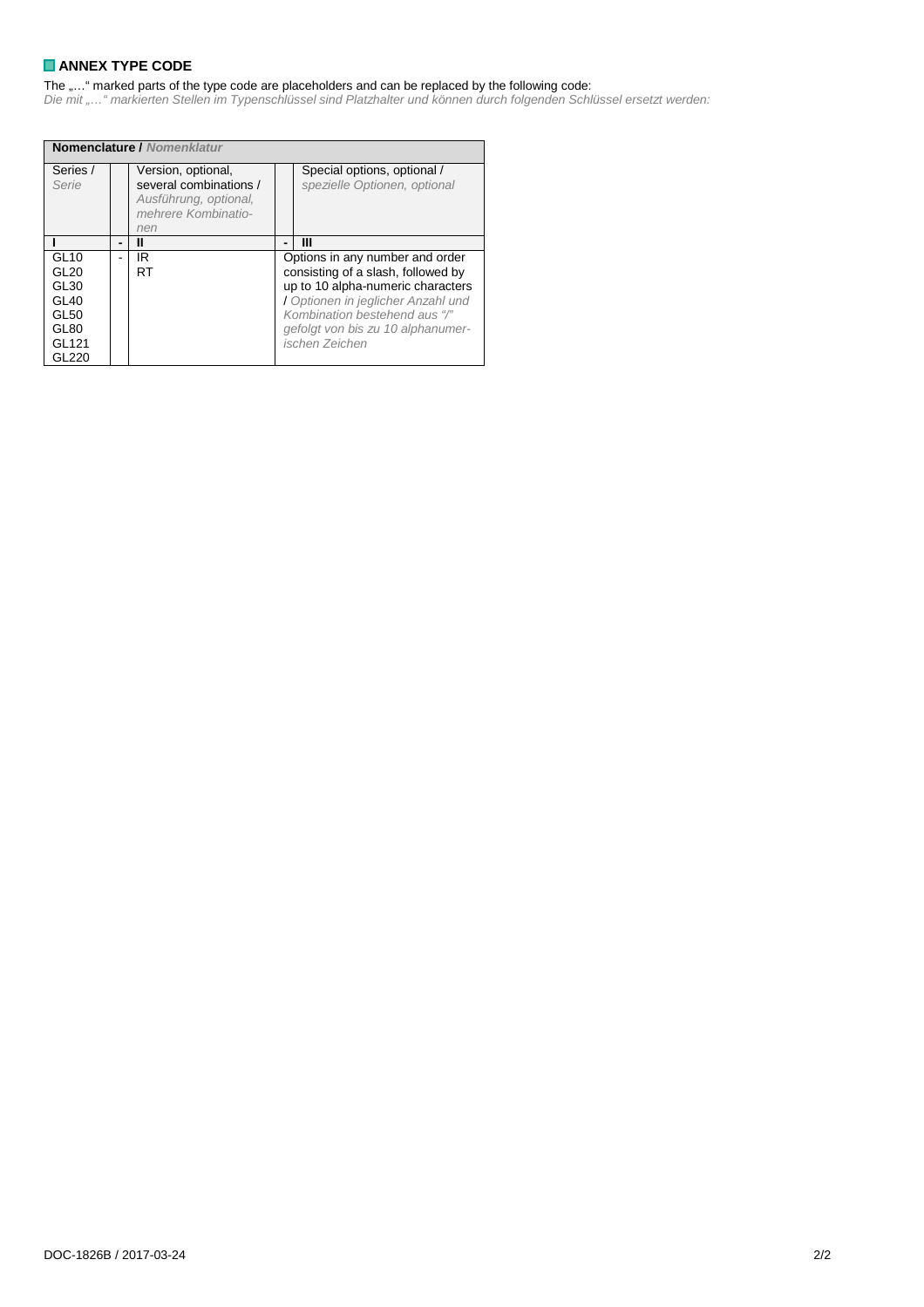## ANNEX TYPE CODE

The „…" marked parts of the type code are placeholders and can be replaced by the following code:
*Die mit „…" markierten Stellen im Typenschlüssel sind Platzhalter und können durch folgenden Schlüssel ersetzt werden:*

| **Nomenclature / *Nomenklatur*** | | | | |
|---|---|---|---|---|
| Series / *Serie* | | Version, optional, several combinations / *Ausführung, optional, mehrere Kombinationen* | | Special options, optional / *spezielle Optionen, optional* |
| **I** | **-** | **II** | **-** | **III** |
| GL10<br>GL20<br>GL30<br>GL40<br>GL50<br>GL80<br>GL121<br>GL220 | - | IR<br>RT | | Options in any number and order consisting of a slash, followed by up to 10 alpha-numeric characters / *Optionen in jeglicher Anzahl und Kombination bestehend aus "/" gefolgt von bis zu 10 alphanumerischen Zeichen* |

DOC-1826B / 2017-03-24